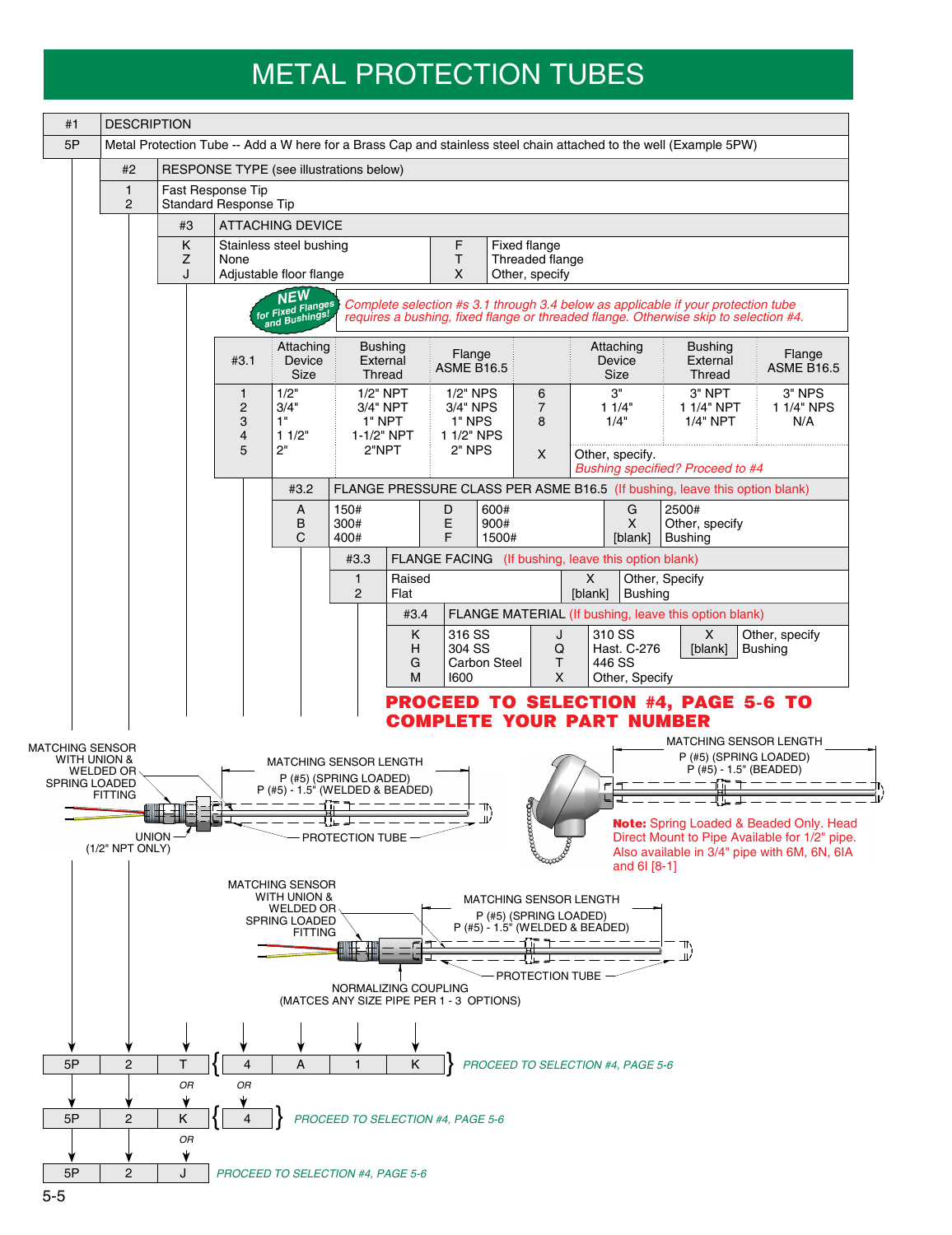# METAL PROTECTION TUBES

| #1 | DESCRIPTION |
|---|---|
| 5P | Metal Protection Tube -- Add a W here for a Brass Cap and stainless steel chain attached to the well (Example 5PW) |

| #2 | RESPONSE TYPE (see illustrations below) |
|---|---|
| 1 | Fast Response Tip |
| 2 | Standard Response Tip |

| #3 | ATTACHING DEVICE | | |
|---|---|---|---|
| K | Stainless steel bushing | F | Fixed flange |
| Z | None | T | Threaded flange |
| J | Adjustable floor flange | X | Other, specify |

**NEW for Fixed Flanges and Bushings!** *Complete selection #s 3.1 through 3.4 below as applicable if your protection tube requires a bushing, fixed flange or threaded flange. Otherwise skip to selection #4.*

| #3.1 | Attaching Device Size | Bushing External Thread | Flange ASME B16.5 | | Attaching Device Size | Bushing External Thread | Flange ASME B16.5 |
|---|---|---|---|---|---|---|---|
| 1 | 1/2" | 1/2" NPT | 1/2" NPS | 6 | 3" | 3" NPT | 3" NPS |
| 2 | 3/4" | 3/4" NPT | 3/4" NPS | 7 | 1 1/4" | 1 1/4" NPT | 1 1/4" NPS |
| 3 | 1" | 1" NPT | 1" NPS | 8 | 1/4" | 1/4" NPT | N/A |
| 4 | 1 1/2" | 1-1/2" NPT | 1 1/2" NPS | | | | |
| 5 | 2" | 2"NPT | 2" NPS | X | Other, specify. *Bushing specified? Proceed to #4* | | |

| #3.2 | FLANGE PRESSURE CLASS PER ASME B16.5 (If bushing, leave this option blank) | | | | |
|---|---|---|---|---|---|
| A | 150# | D | 600# | G | 2500# |
| B | 300# | E | 900# | X | Other, specify |
| C | 400# | F | 1500# | [blank] | Bushing |

| #3.3 | FLANGE FACING (If bushing, leave this option blank) | | |
|---|---|---|---|
| 1 | Raised | X | Other, Specify |
| 2 | Flat | [blank] | Bushing |

| #3.4 | FLANGE MATERIAL (If bushing, leave this option blank) | | | | |
|---|---|---|---|---|---|
| K | 316 SS | J | 310 SS | X | Other, specify |
| H | 304 SS | Q | Hast. C-276 | [blank] | Bushing |
| G | Carbon Steel | T | 446 SS | | |
| M | I600 | X | Other, Specify | | |

**PROCEED TO SELECTION #4, PAGE 5-6 TO COMPLETE YOUR PART NUMBER**

MATCHING SENSOR WITH UNION & WELDED OR SPRING LOADED FITTING

MATCHING SENSOR LENGTH
P (#5) (SPRING LOADED)
P (#5) - 1.5" (WELDED & BEADED)

UNION (1/2" NPT ONLY)

PROTECTION TUBE

MATCHING SENSOR LENGTH
P (#5) (SPRING LOADED)
P (#5) - 1.5" (BEADED)

**Note:** Spring Loaded & Beaded Only. Head Direct Mount to Pipe Available for 1/2" pipe. Also available in 3/4" pipe with 6M, 6N, 6IA and 6I [8-1]

MATCHING SENSOR WITH UNION & WELDED OR SPRING LOADED FITTING

MATCHING SENSOR LENGTH
P (#5) (SPRING LOADED)
P (#5) - 1.5" (WELDED & BEADED)

PROTECTION TUBE

NORMALIZING COUPLING (MATCES ANY SIZE PIPE PER 1 - 3 OPTIONS)

| 5P | 2 | T | { 4 | A | 1 | K } | *PROCEED TO SELECTION #4, PAGE 5-6* |
|---|---|---|---|---|---|---|---|

*OR*

| 5P | 2 | K | { 4 } | *PROCEED TO SELECTION #4, PAGE 5-6* |
|---|---|---|---|---|

*OR*

| 5P | 2 | J | *PROCEED TO SELECTION #4, PAGE 5-6* |
|---|---|---|---|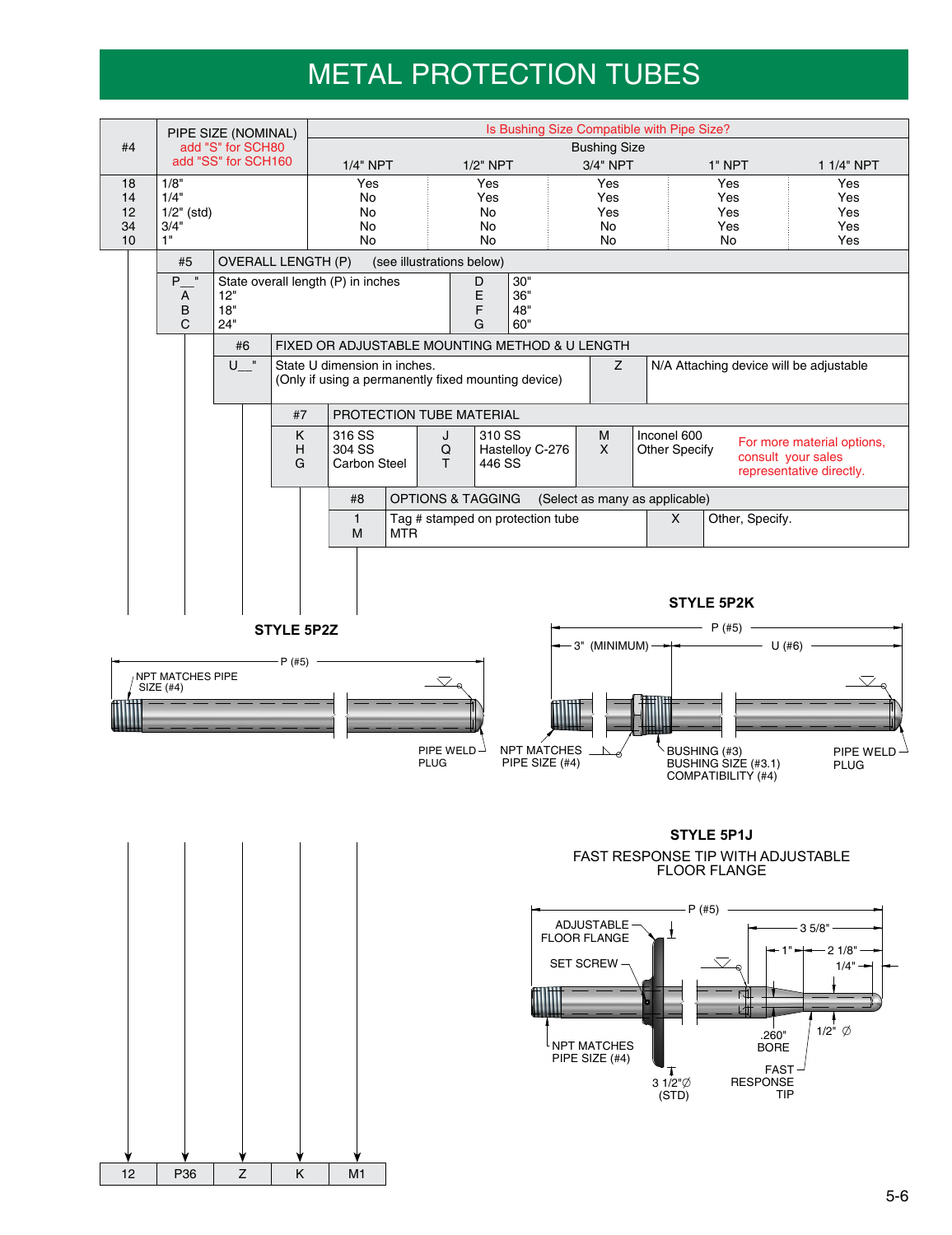# METAL PROTECTION TUBES

| #4 | PIPE SIZE (NOMINAL) add "S" for SCH80 add "SS" for SCH160 | Is Bushing Size Compatible with Pipe Size? Bushing Size 1/4" NPT | 1/2" NPT | 3/4" NPT | 1" NPT | 1 1/4" NPT |
|---|---|---|---|---|---|---|
| 18 | 1/8" | Yes | Yes | Yes | Yes | Yes |
| 14 | 1/4" | No | Yes | Yes | Yes | Yes |
| 12 | 1/2" (std) | No | No | Yes | Yes | Yes |
| 34 | 3/4" | No | No | No | Yes | Yes |
| 10 | 1" | No | No | No | No | Yes |

| #5 | OVERALL LENGTH (P) (see illustrations below) | | |
|---|---|---|---|
| P__" | State overall length (P) in inches | D | 30" |
| A | 12" | E | 36" |
| B | 18" | F | 48" |
| C | 24" | G | 60" |

| #6 | FIXED OR ADJUSTABLE MOUNTING METHOD & U LENGTH | | |
|---|---|---|---|
| U__" | State U dimension in inches. (Only if using a permanently fixed mounting device) | Z | N/A Attaching device will be adjustable |

| #7 | PROTECTION TUBE MATERIAL | | | | |
|---|---|---|---|---|---|
| K | 316 SS | J | 310 SS | M | Inconel 600 |
| H | 304 SS | Q | Hastelloy C-276 | X | Other Specify |
| G | Carbon Steel | T | 446 SS | | |

For more material options, consult your sales representative directly.

| #8 | OPTIONS & TAGGING (Select as many as applicable) | | |
|---|---|---|---|
| 1 | Tag # stamped on protection tube | X | Other, Specify. |
| M | MTR | | |

### STYLE 5P2Z

P (#5)
NPT MATCHES PIPE SIZE (#4)
PIPE WELD PLUG

### STYLE 5P2K

P (#5)
3" (MINIMUM)
U (#6)
NPT MATCHES PIPE SIZE (#4)
BUSHING (#3)
BUSHING SIZE (#3.1)
COMPATIBILITY (#4)
PIPE WELD PLUG

### STYLE 5P1J

FAST RESPONSE TIP WITH ADJUSTABLE FLOOR FLANGE

P (#5)
ADJUSTABLE FLOOR FLANGE
SET SCREW
NPT MATCHES PIPE SIZE (#4)
3 1/2"∅ (STD)
3 5/8"
1"
2 1/8"
1/4"
.260" BORE
1/2" ∅
FAST RESPONSE TIP

| | | | | |
|---|---|---|---|---|
| 12 | P36 | Z | K | M1 |